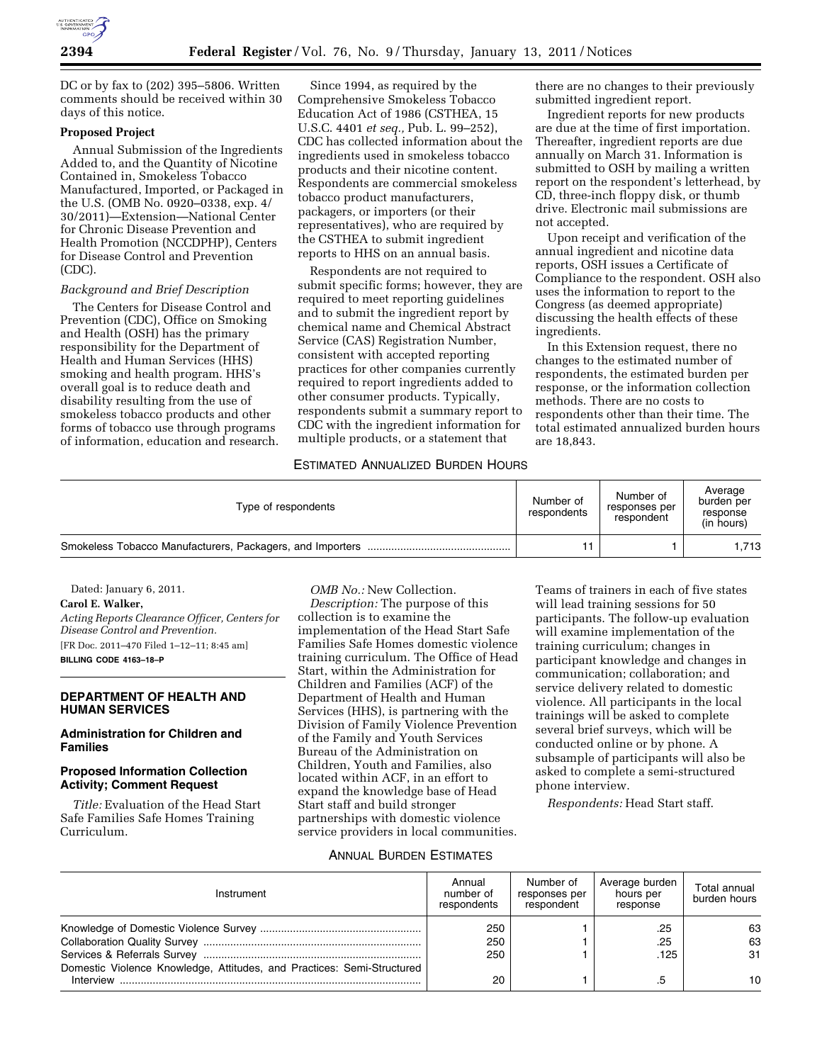DC or by fax to (202) 395–5806. Written comments should be received within 30 days of this notice.

**Proposed Project**

Annual Submission of the Ingredients Added to, and the Quantity of Nicotine Contained in, Smokeless Tobacco Manufactured, Imported, or Packaged in the U.S. (OMB No. 0920–0338, exp. 4/30/2011)—Extension—National Center for Chronic Disease Prevention and Health Promotion (NCCDPHP), Centers for Disease Control and Prevention (CDC).

*Background and Brief Description*

The Centers for Disease Control and Prevention (CDC), Office on Smoking and Health (OSH) has the primary responsibility for the Department of Health and Human Services (HHS) smoking and health program. HHS's overall goal is to reduce death and disability resulting from the use of smokeless tobacco products and other forms of tobacco use through programs of information, education and research.

Since 1994, as required by the Comprehensive Smokeless Tobacco Education Act of 1986 (CSTHEA, 15 U.S.C. 4401 *et seq.,* Pub. L. 99–252), CDC has collected information about the ingredients used in smokeless tobacco products and their nicotine content. Respondents are commercial smokeless tobacco product manufacturers, packagers, or importers (or their representatives), who are required by the CSTHEA to submit ingredient reports to HHS on an annual basis.

Respondents are not required to submit specific forms; however, they are required to meet reporting guidelines and to submit the ingredient report by chemical name and Chemical Abstract Service (CAS) Registration Number, consistent with accepted reporting practices for other companies currently required to report ingredients added to other consumer products. Typically, respondents submit a summary report to CDC with the ingredient information for multiple products, or a statement that there are no changes to their previously submitted ingredient report.

Ingredient reports for new products are due at the time of first importation. Thereafter, ingredient reports are due annually on March 31. Information is submitted to OSH by mailing a written report on the respondent's letterhead, by CD, three-inch floppy disk, or thumb drive. Electronic mail submissions are not accepted.

Upon receipt and verification of the annual ingredient and nicotine data reports, OSH issues a Certificate of Compliance to the respondent. OSH also uses the information to report to the Congress (as deemed appropriate) discussing the health effects of these ingredients.

In this Extension request, there no changes to the estimated number of respondents, the estimated burden per response, or the information collection methods. There are no costs to respondents other than their time. The total estimated annualized burden hours are 18,843.

ESTIMATED ANNUALIZED BURDEN HOURS

| Type of respondents | Number of respondents | Number of responses per respondent | Average burden per response (in hours) |
|---|---|---|---|
| Smokeless Tobacco Manufacturers, Packagers, and Importers | 11 | 1 | 1,713 |

Dated: January 6, 2011.

**Carol E. Walker,**

*Acting Reports Clearance Officer, Centers for Disease Control and Prevention.*

[FR Doc. 2011–470 Filed 1–12–11; 8:45 am]

**BILLING CODE 4163–18–P**

## DEPARTMENT OF HEALTH AND HUMAN SERVICES

### Administration for Children and Families

### Proposed Information Collection Activity; Comment Request

*Title:* Evaluation of the Head Start Safe Families Safe Homes Training Curriculum.

*OMB No.:* New Collection.

*Description:* The purpose of this collection is to examine the implementation of the Head Start Safe Families Safe Homes domestic violence training curriculum. The Office of Head Start, within the Administration for Children and Families (ACF) of the Department of Health and Human Services (HHS), is partnering with the Division of Family Violence Prevention of the Family and Youth Services Bureau of the Administration on Children, Youth and Families, also located within ACF, in an effort to expand the knowledge base of Head Start staff and build stronger partnerships with domestic violence service providers in local communities. Teams of trainers in each of five states will lead training sessions for 50 participants. The follow-up evaluation will examine implementation of the training curriculum; changes in participant knowledge and changes in communication; collaboration; and service delivery related to domestic violence. All participants in the local trainings will be asked to complete several brief surveys, which will be conducted online or by phone. A subsample of participants will also be asked to complete a semi-structured phone interview.

*Respondents:* Head Start staff.

ANNUAL BURDEN ESTIMATES

| Instrument | Annual number of respondents | Number of responses per respondent | Average burden hours per response | Total annual burden hours |
|---|---|---|---|---|
| Knowledge of Domestic Violence Survey | 250 | 1 | .25 | 63 |
| Collaboration Quality Survey | 250 | 1 | .25 | 63 |
| Services & Referrals Survey | 250 | 1 | .125 | 31 |
| Domestic Violence Knowledge, Attitudes, and Practices: Semi-Structured Interview | 20 | 1 | .5 | 10 |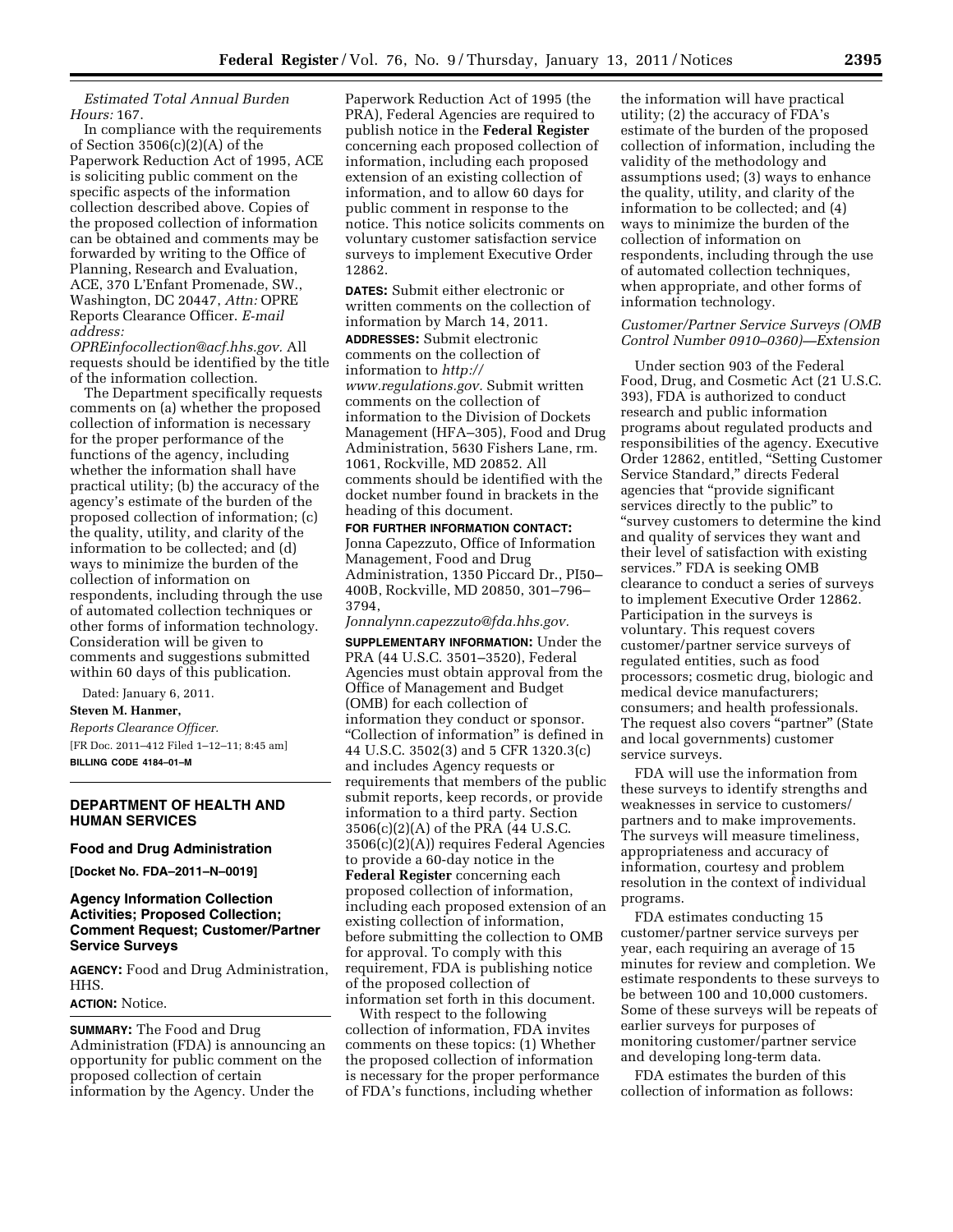*Estimated Total Annual Burden Hours:* 167.

In compliance with the requirements of Section 3506(c)(2)(A) of the Paperwork Reduction Act of 1995, ACE is soliciting public comment on the specific aspects of the information collection described above. Copies of the proposed collection of information can be obtained and comments may be forwarded by writing to the Office of Planning, Research and Evaluation, ACE, 370 L'Enfant Promenade, SW., Washington, DC 20447, *Attn:* OPRE Reports Clearance Officer. *E-mail address: OPREinfocollection@acf.hhs.gov.* All requests should be identified by the title of the information collection.

The Department specifically requests comments on (a) whether the proposed collection of information is necessary for the proper performance of the functions of the agency, including whether the information shall have practical utility; (b) the accuracy of the agency's estimate of the burden of the proposed collection of information; (c) the quality, utility, and clarity of the information to be collected; and (d) ways to minimize the burden of the collection of information on respondents, including through the use of automated collection techniques or other forms of information technology. Consideration will be given to comments and suggestions submitted within 60 days of this publication.

Dated: January 6, 2011.

**Steven M. Hanmer,**

*Reports Clearance Officer.*

[FR Doc. 2011–412 Filed 1–12–11; 8:45 am]

**BILLING CODE 4184–01–M**

## DEPARTMENT OF HEALTH AND HUMAN SERVICES

### Food and Drug Administration

**[Docket No. FDA–2011–N–0019]**

### Agency Information Collection Activities; Proposed Collection; Comment Request; Customer/Partner Service Surveys

**AGENCY:** Food and Drug Administration, HHS.

**ACTION:** Notice.

**SUMMARY:** The Food and Drug Administration (FDA) is announcing an opportunity for public comment on the proposed collection of certain information by the Agency. Under the Paperwork Reduction Act of 1995 (the PRA), Federal Agencies are required to publish notice in the **Federal Register** concerning each proposed collection of information, including each proposed extension of an existing collection of information, and to allow 60 days for public comment in response to the notice. This notice solicits comments on voluntary customer satisfaction service surveys to implement Executive Order 12862.

**DATES:** Submit either electronic or written comments on the collection of information by March 14, 2011.

**ADDRESSES:** Submit electronic comments on the collection of information to *http://www.regulations.gov.* Submit written comments on the collection of information to the Division of Dockets Management (HFA–305), Food and Drug Administration, 5630 Fishers Lane, rm. 1061, Rockville, MD 20852. All comments should be identified with the docket number found in brackets in the heading of this document.

**FOR FURTHER INFORMATION CONTACT:** Jonna Capezzuto, Office of Information Management, Food and Drug Administration, 1350 Piccard Dr., PI50–400B, Rockville, MD 20850, 301–796–3794, *Jonnalynn.capezzuto@fda.hhs.gov.*

**SUPPLEMENTARY INFORMATION:** Under the PRA (44 U.S.C. 3501–3520), Federal Agencies must obtain approval from the Office of Management and Budget (OMB) for each collection of information they conduct or sponsor. "Collection of information" is defined in 44 U.S.C. 3502(3) and 5 CFR 1320.3(c) and includes Agency requests or requirements that members of the public submit reports, keep records, or provide information to a third party. Section 3506(c)(2)(A) of the PRA (44 U.S.C. 3506(c)(2)(A)) requires Federal Agencies to provide a 60-day notice in the **Federal Register** concerning each proposed collection of information, including each proposed extension of an existing collection of information, before submitting the collection to OMB for approval. To comply with this requirement, FDA is publishing notice of the proposed collection of information set forth in this document.

With respect to the following collection of information, FDA invites comments on these topics: (1) Whether the proposed collection of information is necessary for the proper performance of FDA's functions, including whether the information will have practical utility; (2) the accuracy of FDA's estimate of the burden of the proposed collection of information, including the validity of the methodology and assumptions used; (3) ways to enhance the quality, utility, and clarity of the information to be collected; and (4) ways to minimize the burden of the collection of information on respondents, including through the use of automated collection techniques, when appropriate, and other forms of information technology.

#### *Customer/Partner Service Surveys (OMB Control Number 0910–0360)—Extension*

Under section 903 of the Federal Food, Drug, and Cosmetic Act (21 U.S.C. 393), FDA is authorized to conduct research and public information programs about regulated products and responsibilities of the agency. Executive Order 12862, entitled, "Setting Customer Service Standard," directs Federal agencies that "provide significant services directly to the public" to "survey customers to determine the kind and quality of services they want and their level of satisfaction with existing services." FDA is seeking OMB clearance to conduct a series of surveys to implement Executive Order 12862. Participation in the surveys is voluntary. This request covers customer/partner service surveys of regulated entities, such as food processors; cosmetic drug, biologic and medical device manufacturers; consumers; and health professionals. The request also covers "partner" (State and local governments) customer service surveys.

FDA will use the information from these surveys to identify strengths and weaknesses in service to customers/partners and to make improvements. The surveys will measure timeliness, appropriateness and accuracy of information, courtesy and problem resolution in the context of individual programs.

FDA estimates conducting 15 customer/partner service surveys per year, each requiring an average of 15 minutes for review and completion. We estimate respondents to these surveys to be between 100 and 10,000 customers. Some of these surveys will be repeats of earlier surveys for purposes of monitoring customer/partner service and developing long-term data.

FDA estimates the burden of this collection of information as follows: